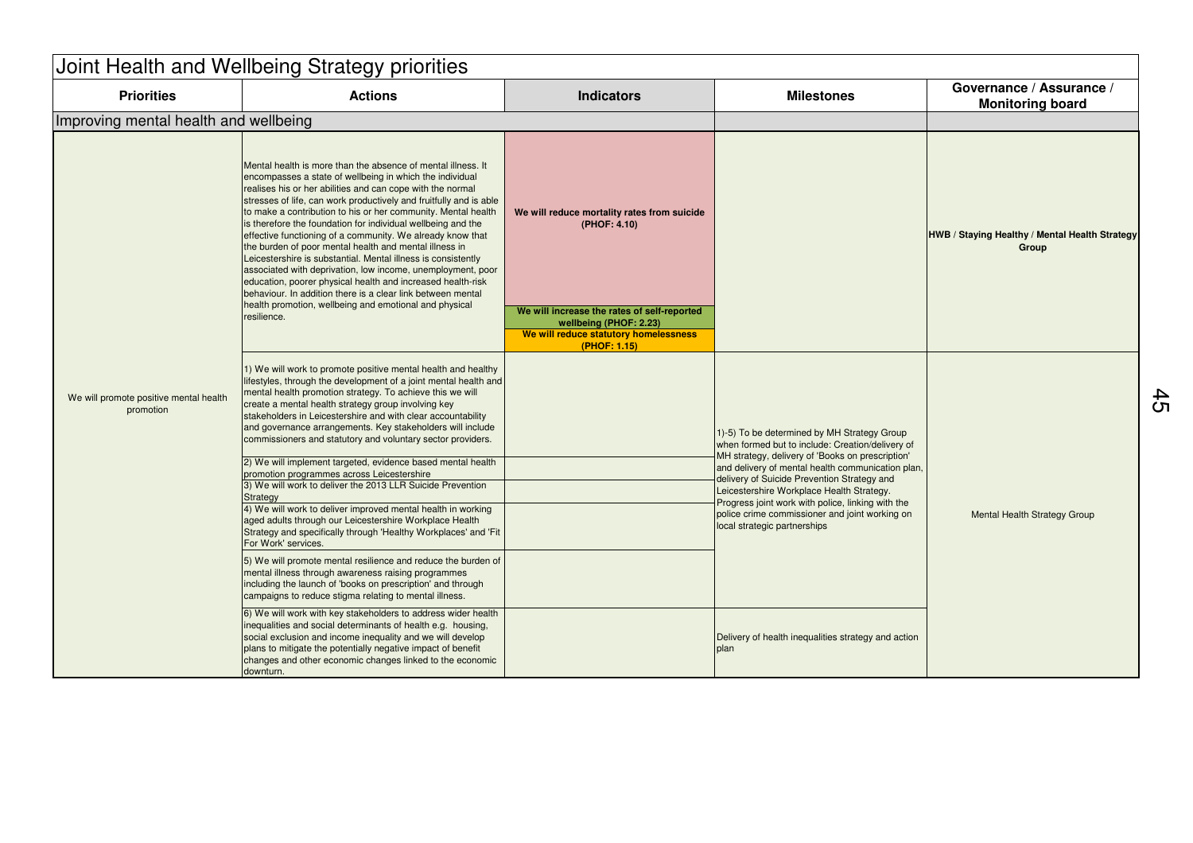# Joint Health and Wellbeing Strategy priorities

| Priorities | Actions | Indicators | Milestones | Governance / Assurance / Monitoring board |
|---|---|---|---|---|
| **Improving mental health and wellbeing** | | | | |
| We will promote positive mental health promotion | Mental health is more than the absence of mental illness. It encompasses a state of wellbeing in which the individual realises his or her abilities and can cope with the normal stresses of life, can work productively and fruitfully and is able to make a contribution to his or her community. Mental health is therefore the foundation for individual wellbeing and the effective functioning of a community. We already know that the burden of poor mental health and mental illness in Leicestershire is substantial. Mental illness is consistently associated with deprivation, low income, unemployment, poor education, poorer physical health and increased health-risk behaviour. In addition there is a clear link between mental health promotion, wellbeing and emotional and physical resilience. | **We will reduce mortality rates from suicide (PHOF: 4.10)**<br>**We will increase the rates of self-reported wellbeing (PHOF: 2.23)**<br>**We will reduce statutory homelessness (PHOF: 1.15)** | | **HWB / Staying Healthy / Mental Health Strategy Group** |
| | 1) We will work to promote positive mental health and healthy lifestyles, through the development of a joint mental health and mental health promotion strategy. To achieve this we will create a mental health strategy group involving key stakeholders in Leicestershire and with clear accountability and governance arrangements. Key stakeholders will include commissioners and statutory and voluntary sector providers. | | 1)-5) To be determined by MH Strategy Group when formed but to include: Creation/delivery of MH strategy, delivery of 'Books on prescription' and delivery of mental health communication plan, delivery of Suicide Prevention Strategy and Leicestershire Workplace Health Strategy. Progress joint work with police, linking with the police crime commissioner and joint working on local strategic partnerships | Mental Health Strategy Group |
| | 2) We will implement targeted, evidence based mental health promotion programmes across Leicestershire | | | |
| | 3) We will work to deliver the 2013 LLR Suicide Prevention Strategy | | | |
| | 4) We will work to deliver improved mental health in working aged adults through our Leicestershire Workplace Health Strategy and specifically through 'Healthy Workplaces' and 'Fit For Work' services. | | | |
| | 5) We will promote mental resilience and reduce the burden of mental illness through awareness raising programmes including the launch of 'books on prescription' and through campaigns to reduce stigma relating to mental illness. | | | |
| | 6) We will work with key stakeholders to address wider health inequalities and social determinants of health e.g. housing, social exclusion and income inequality and we will develop plans to mitigate the potentially negative impact of benefit changes and other economic changes linked to the economic downturn. | | Delivery of health inequalities strategy and action plan | |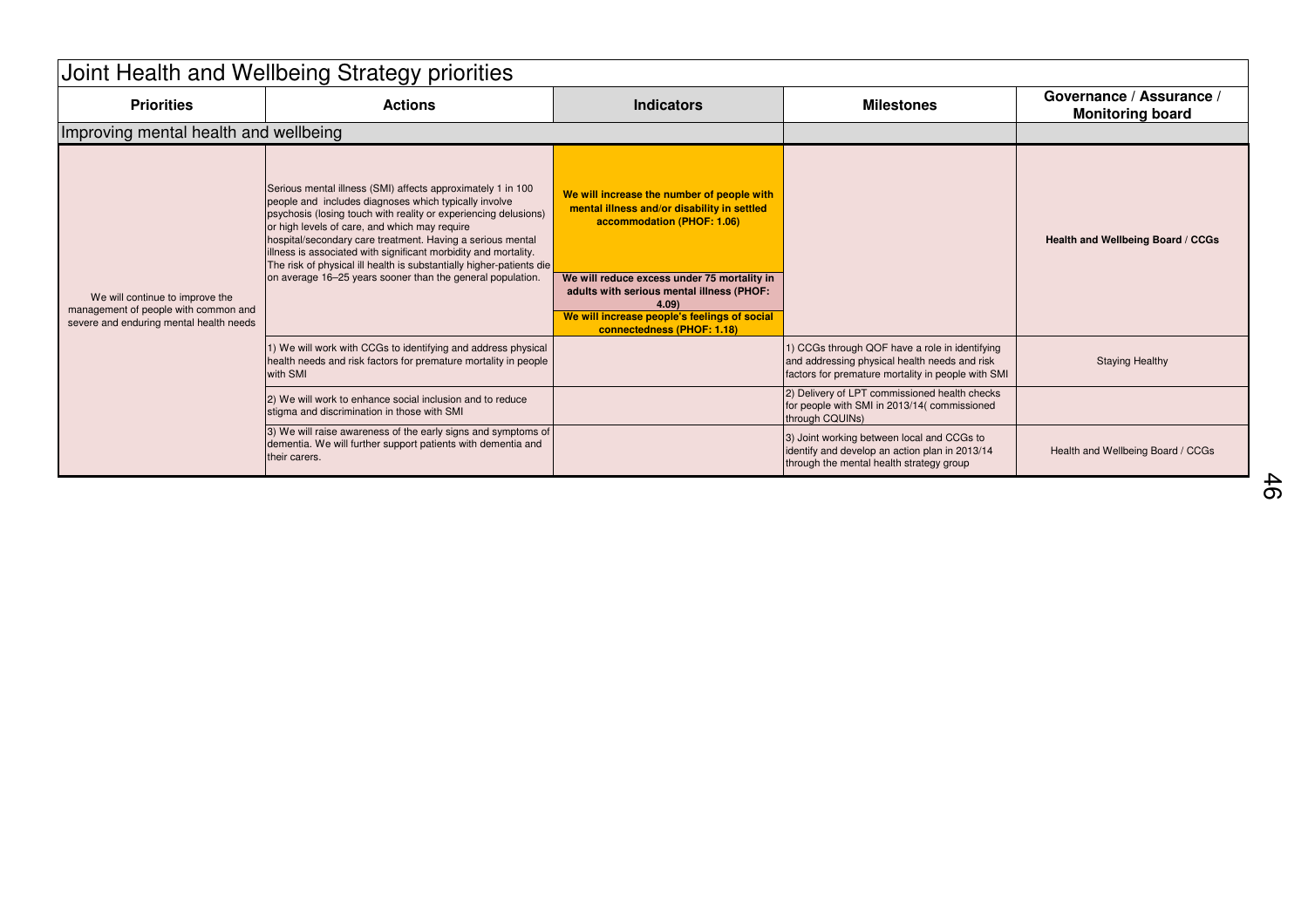# Joint Health and Wellbeing Strategy priorities

| Priorities | Actions | Indicators | Milestones | Governance / Assurance / Monitoring board |
|---|---|---|---|---|
| **Improving mental health and wellbeing** | | | | |
| We will continue to improve the management of people with common and severe and enduring mental health needs | Serious mental illness (SMI) affects approximately 1 in 100 people and includes diagnoses which typically involve psychosis (losing touch with reality or experiencing delusions) or high levels of care, and which may require hospital/secondary care treatment. Having a serious mental illness is associated with significant morbidity and mortality. The risk of physical ill health is substantially higher-patients die on average 16–25 years sooner than the general population. | **We will increase the number of people with mental illness and/or disability in settled accommodation (PHOF: 1.06)**<br><br>**We will reduce excess under 75 mortality in adults with serious mental illness (PHOF: 4.09)**<br>**We will increase people's feelings of social connectedness (PHOF: 1.18)** | | **Health and Wellbeing Board / CCGs** |
| | 1) We will work with CCGs to identifying and address physical health needs and risk factors for premature mortality in people with SMI | | 1) CCGs through QOF have a role in identifying and addressing physical health needs and risk factors for premature mortality in people with SMI | Staying Healthy |
| | 2) We will work to enhance social inclusion and to reduce stigma and discrimination in those with SMI | | 2) Delivery of LPT commissioned health checks for people with SMI in 2013/14( commissioned through CQUINs) | |
| | 3) We will raise awareness of the early signs and symptoms of dementia. We will further support patients with dementia and their carers. | | 3) Joint working between local and CCGs to identify and develop an action plan in 2013/14 through the mental health strategy group | Health and Wellbeing Board / CCGs |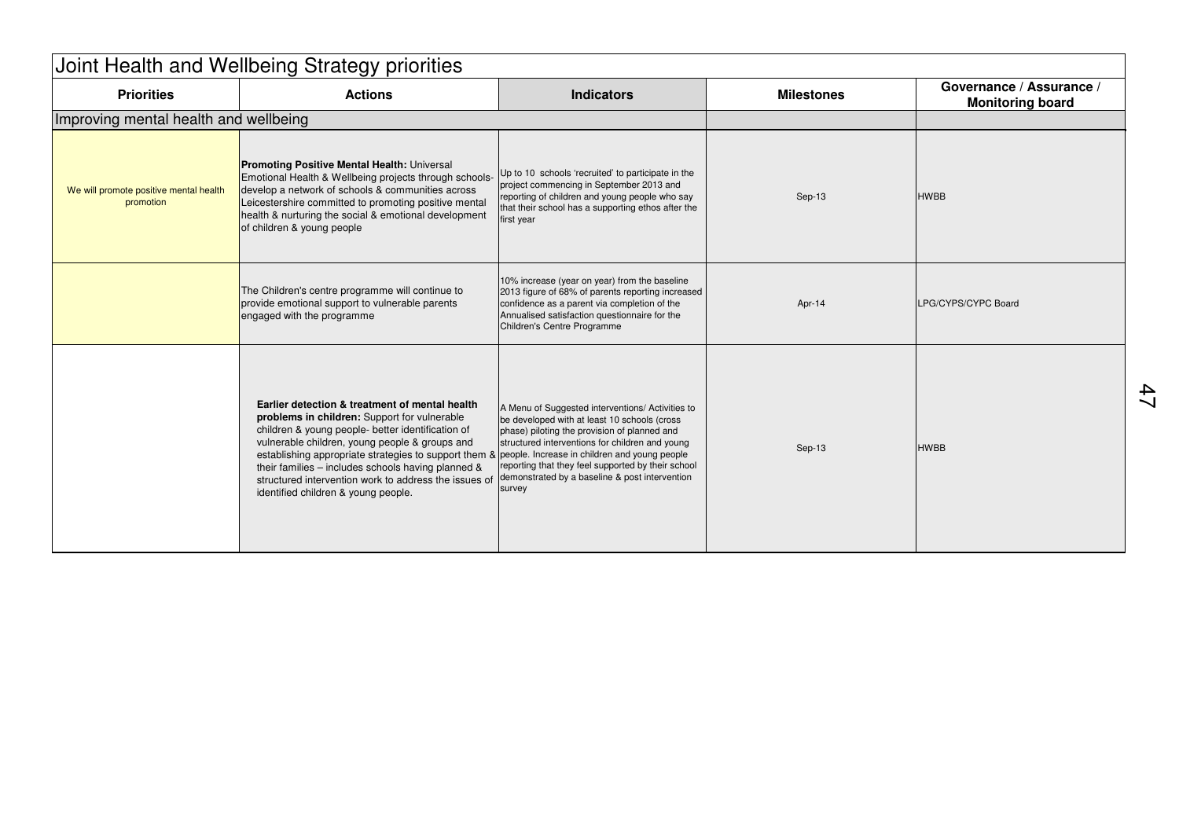# Joint Health and Wellbeing Strategy priorities

| Priorities | Actions | Indicators | Milestones | Governance / Assurance / Monitoring board |
|---|---|---|---|---|
| **Improving mental health and wellbeing** | | | | |
| We will promote positive mental health promotion | **Promoting Positive Mental Health:** Universal Emotional Health & Wellbeing projects through schools- develop a network of schools & communities across Leicestershire committed to promoting positive mental health & nurturing the social & emotional development of children & young people | Up to 10 schools 'recruited' to participate in the project commencing in September 2013 and reporting of children and young people who say that their school has a supporting ethos after the first year | Sep-13 | HWBB |
| | The Children's centre programme will continue to provide emotional support to vulnerable parents engaged with the programme | 10% increase (year on year) from the baseline 2013 figure of 68% of parents reporting increased confidence as a parent via completion of the Annualised satisfaction questionnaire for the Children's Centre Programme | Apr-14 | LPG/CYPS/CYPC Board |
| | **Earlier detection & treatment of mental health problems in children:** Support for vulnerable children & young people- better identification of vulnerable children, young people & groups and establishing appropriate strategies to support them & their families – includes schools having planned & structured intervention work to address the issues of identified children & young people. | A Menu of Suggested interventions/ Activities to be developed with at least 10 schools (cross phase) piloting the provision of planned and structured interventions for children and young people. Increase in children and young people reporting that they feel supported by their school demonstrated by a baseline & post intervention survey | Sep-13 | HWBB |